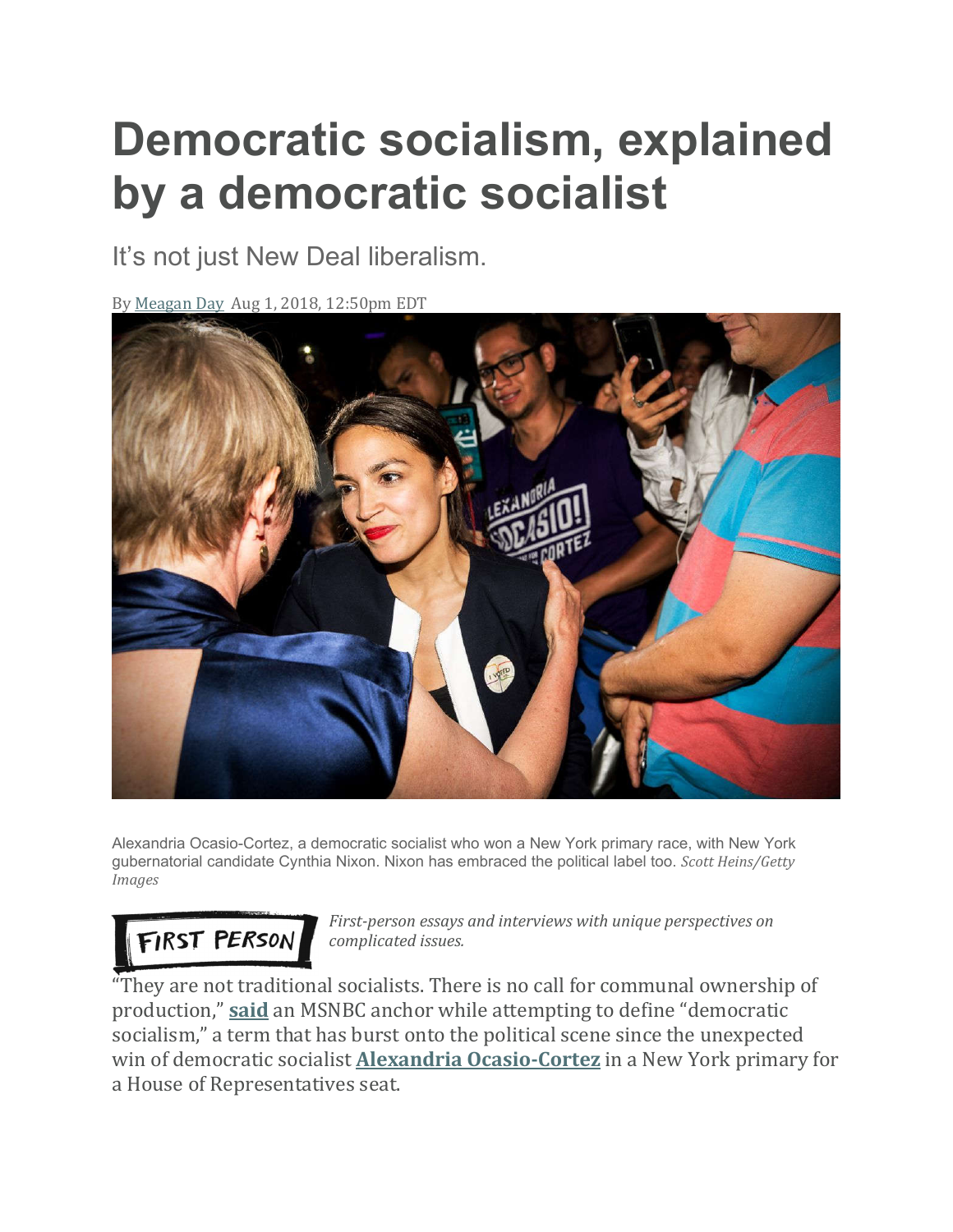# Democratic socialism, explained by a democratic socialist

It's not just New Deal liberalism.

By Meagan Day Aug 1, 2018, 12:50pm EDT

Alexandria Ocasio-Cortez, a democratic socialist who won a New York primary race, with New York gubernatorial candidate Cynthia Nixon. Nixon has embraced the political label too. *Scott Heins/Getty Images*

FIRST PERSON *First-person essays and interviews with unique perspectives on complicated issues.*

"They are not traditional socialists. There is no call for communal ownership of production," **said** an MSNBC anchor while attempting to define "democratic socialism," a term that has burst onto the political scene since the unexpected win of democratic socialist **Alexandria Ocasio-Cortez** in a New York primary for a House of Representatives seat.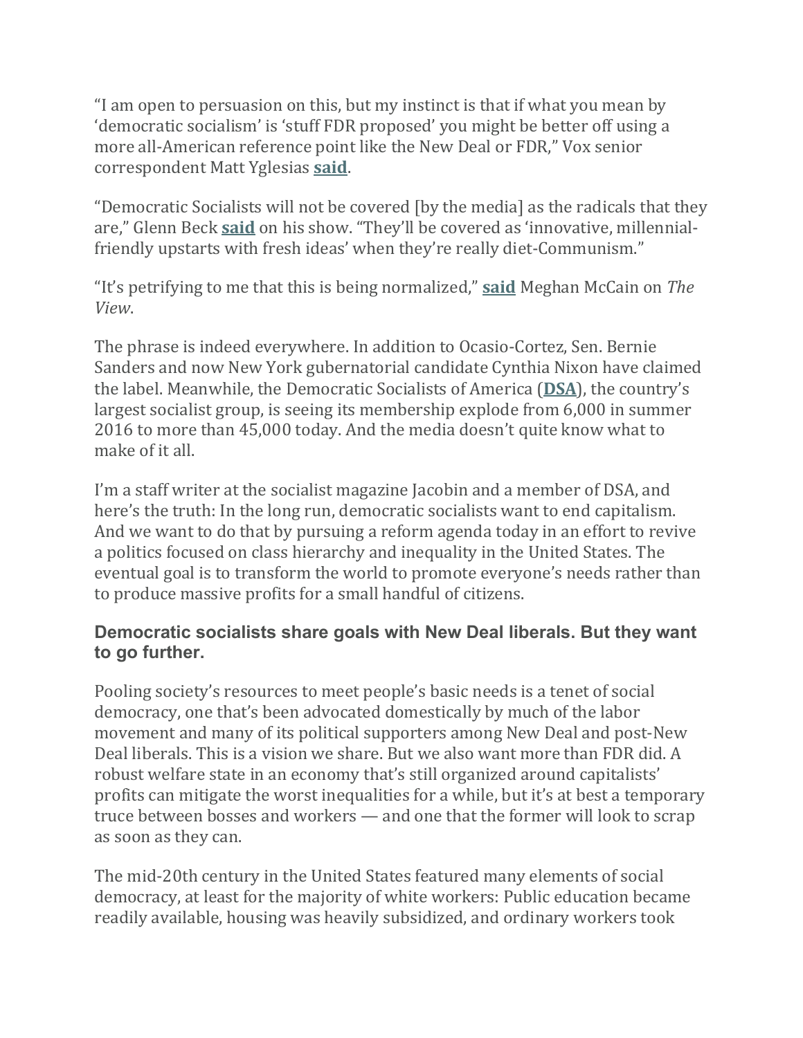"I am open to persuasion on this, but my instinct is that if what you mean by 'democratic socialism' is 'stuff FDR proposed' you might be better off using a more all-American reference point like the New Deal or FDR," Vox senior correspondent Matt Yglesias **said**.

"Democratic Socialists will not be covered [by the media] as the radicals that they are," Glenn Beck **said** on his show. "They'll be covered as 'innovative, millennial-friendly upstarts with fresh ideas' when they're really diet-Communism."

"It's petrifying to me that this is being normalized," **said** Meghan McCain on *The View*.

The phrase is indeed everywhere. In addition to Ocasio-Cortez, Sen. Bernie Sanders and now New York gubernatorial candidate Cynthia Nixon have claimed the label. Meanwhile, the Democratic Socialists of America (**DSA**), the country's largest socialist group, is seeing its membership explode from 6,000 in summer 2016 to more than 45,000 today. And the media doesn't quite know what to make of it all.

I'm a staff writer at the socialist magazine Jacobin and a member of DSA, and here's the truth: In the long run, democratic socialists want to end capitalism. And we want to do that by pursuing a reform agenda today in an effort to revive a politics focused on class hierarchy and inequality in the United States. The eventual goal is to transform the world to promote everyone's needs rather than to produce massive profits for a small handful of citizens.

### Democratic socialists share goals with New Deal liberals. But they want to go further.

Pooling society's resources to meet people's basic needs is a tenet of social democracy, one that's been advocated domestically by much of the labor movement and many of its political supporters among New Deal and post-New Deal liberals. This is a vision we share. But we also want more than FDR did. A robust welfare state in an economy that's still organized around capitalists' profits can mitigate the worst inequalities for a while, but it's at best a temporary truce between bosses and workers — and one that the former will look to scrap as soon as they can.

The mid-20th century in the United States featured many elements of social democracy, at least for the majority of white workers: Public education became readily available, housing was heavily subsidized, and ordinary workers took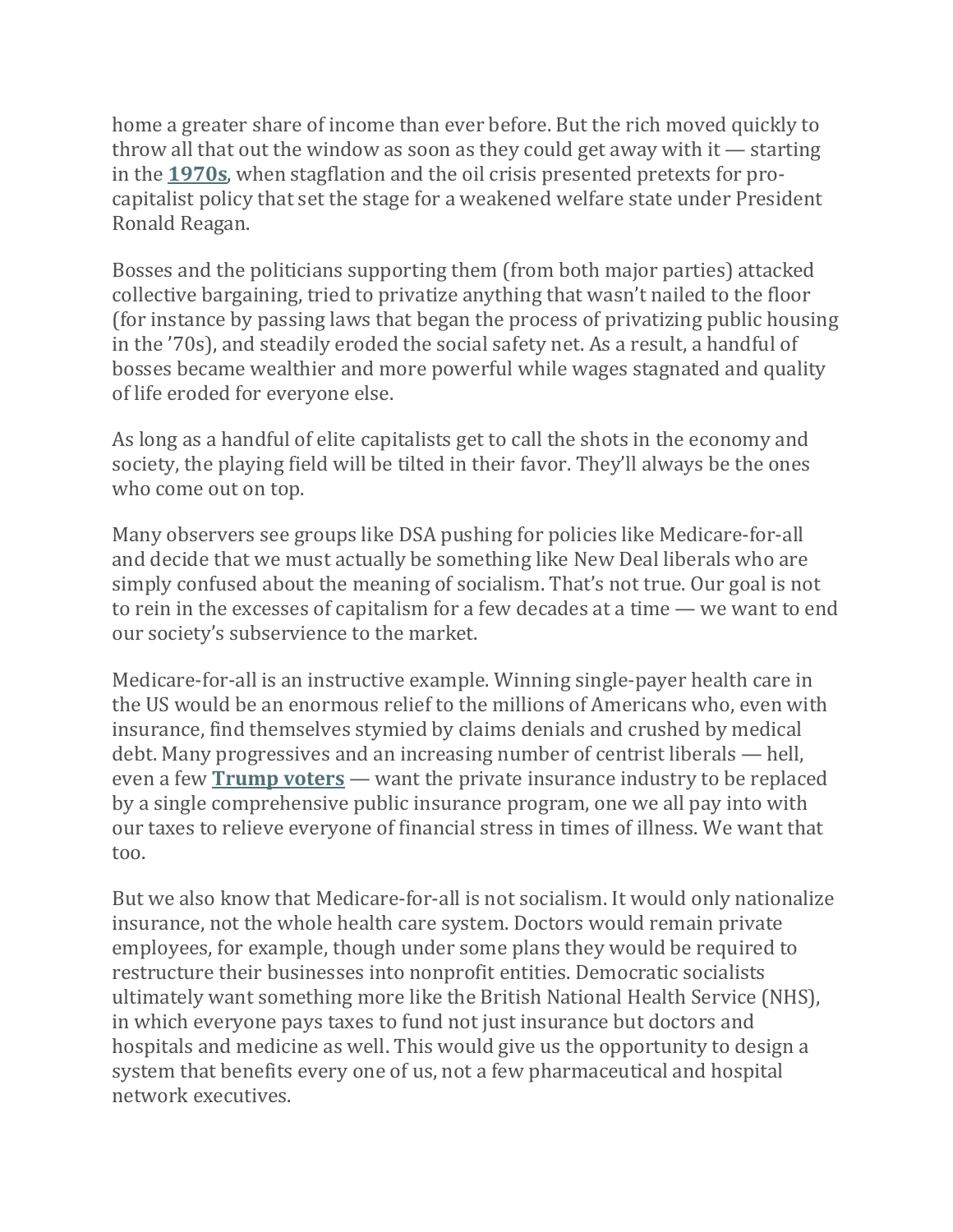home a greater share of income than ever before. But the rich moved quickly to throw all that out the window as soon as they could get away with it — starting in the **1970s**, when stagflation and the oil crisis presented pretexts for pro-capitalist policy that set the stage for a weakened welfare state under President Ronald Reagan.

Bosses and the politicians supporting them (from both major parties) attacked collective bargaining, tried to privatize anything that wasn't nailed to the floor (for instance by passing laws that began the process of privatizing public housing in the '70s), and steadily eroded the social safety net. As a result, a handful of bosses became wealthier and more powerful while wages stagnated and quality of life eroded for everyone else.

As long as a handful of elite capitalists get to call the shots in the economy and society, the playing field will be tilted in their favor. They'll always be the ones who come out on top.

Many observers see groups like DSA pushing for policies like Medicare-for-all and decide that we must actually be something like New Deal liberals who are simply confused about the meaning of socialism. That's not true. Our goal is not to rein in the excesses of capitalism for a few decades at a time — we want to end our society's subservience to the market.

Medicare-for-all is an instructive example. Winning single-payer health care in the US would be an enormous relief to the millions of Americans who, even with insurance, find themselves stymied by claims denials and crushed by medical debt. Many progressives and an increasing number of centrist liberals — hell, even a few **Trump voters** — want the private insurance industry to be replaced by a single comprehensive public insurance program, one we all pay into with our taxes to relieve everyone of financial stress in times of illness. We want that too.

But we also know that Medicare-for-all is not socialism. It would only nationalize insurance, not the whole health care system. Doctors would remain private employees, for example, though under some plans they would be required to restructure their businesses into nonprofit entities. Democratic socialists ultimately want something more like the British National Health Service (NHS), in which everyone pays taxes to fund not just insurance but doctors and hospitals and medicine as well. This would give us the opportunity to design a system that benefits every one of us, not a few pharmaceutical and hospital network executives.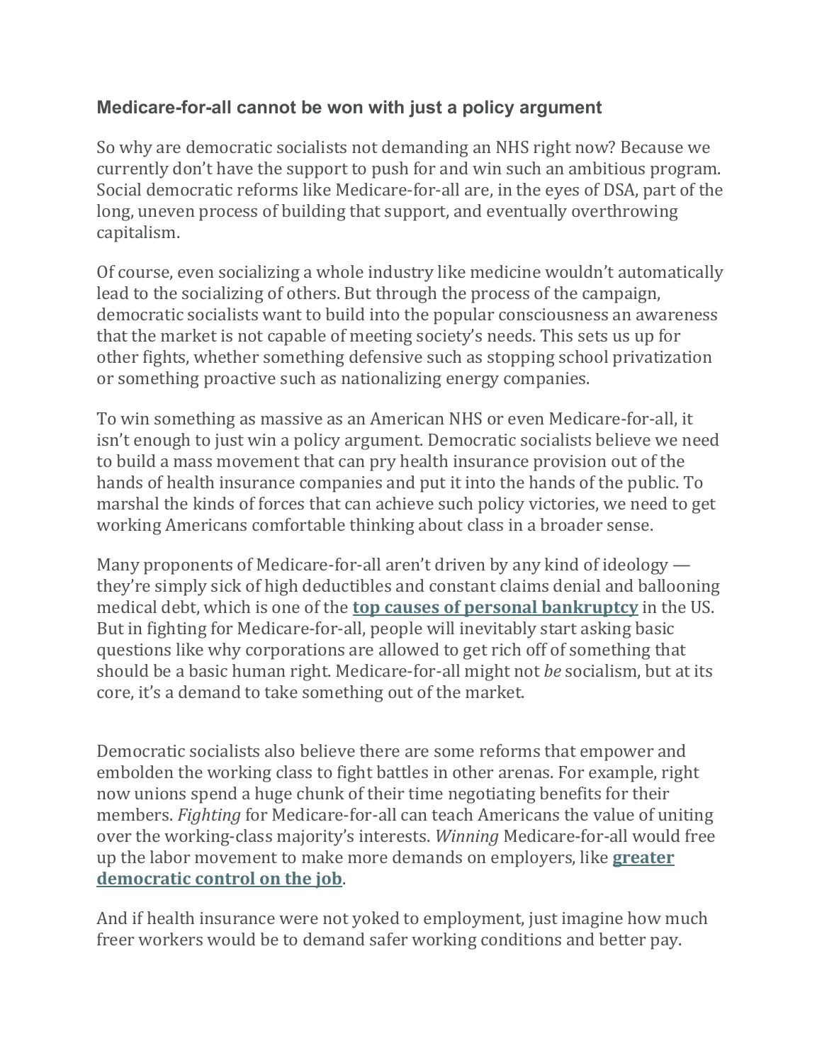### Medicare-for-all cannot be won with just a policy argument

So why are democratic socialists not demanding an NHS right now? Because we currently don't have the support to push for and win such an ambitious program. Social democratic reforms like Medicare-for-all are, in the eyes of DSA, part of the long, uneven process of building that support, and eventually overthrowing capitalism.

Of course, even socializing a whole industry like medicine wouldn't automatically lead to the socializing of others. But through the process of the campaign, democratic socialists want to build into the popular consciousness an awareness that the market is not capable of meeting society's needs. This sets us up for other fights, whether something defensive such as stopping school privatization or something proactive such as nationalizing energy companies.

To win something as massive as an American NHS or even Medicare-for-all, it isn't enough to just win a policy argument. Democratic socialists believe we need to build a mass movement that can pry health insurance provision out of the hands of health insurance companies and put it into the hands of the public. To marshal the kinds of forces that can achieve such policy victories, we need to get working Americans comfortable thinking about class in a broader sense.

Many proponents of Medicare-for-all aren't driven by any kind of ideology — they're simply sick of high deductibles and constant claims denial and ballooning medical debt, which is one of the **top causes of personal bankruptcy** in the US. But in fighting for Medicare-for-all, people will inevitably start asking basic questions like why corporations are allowed to get rich off of something that should be a basic human right. Medicare-for-all might not *be* socialism, but at its core, it's a demand to take something out of the market.

Democratic socialists also believe there are some reforms that empower and embolden the working class to fight battles in other arenas. For example, right now unions spend a huge chunk of their time negotiating benefits for their members. *Fighting* for Medicare-for-all can teach Americans the value of uniting over the working-class majority's interests. *Winning* Medicare-for-all would free up the labor movement to make more demands on employers, like **greater democratic control on the job**.

And if health insurance were not yoked to employment, just imagine how much freer workers would be to demand safer working conditions and better pay.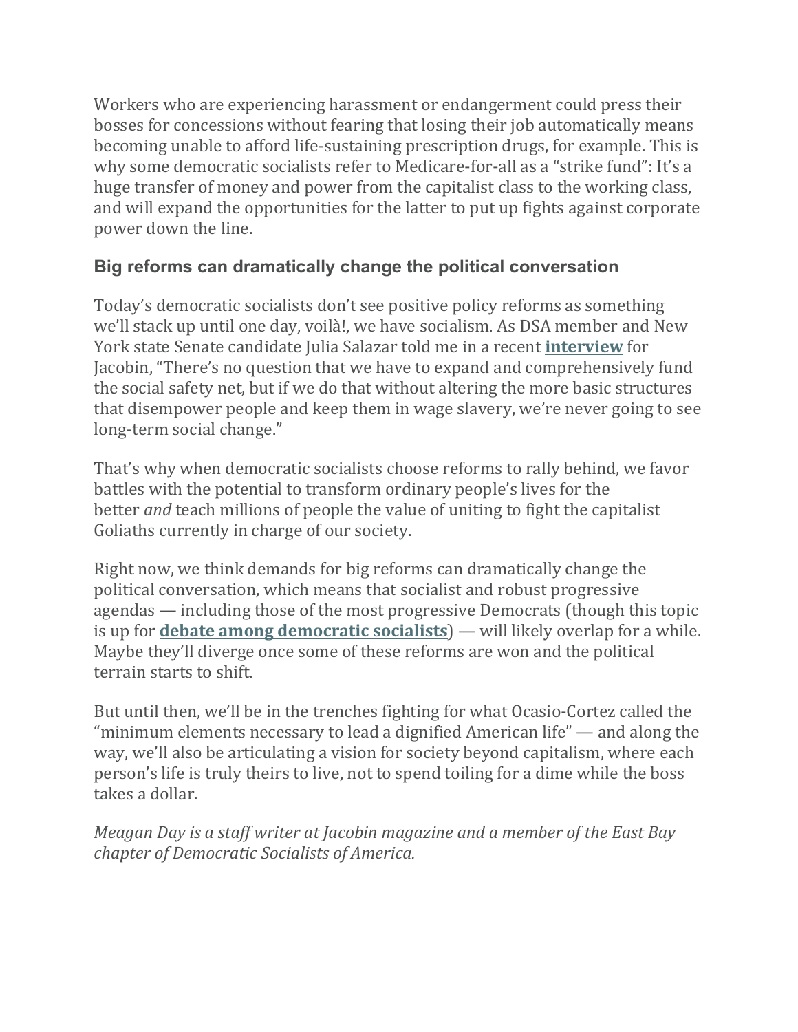Workers who are experiencing harassment or endangerment could press their bosses for concessions without fearing that losing their job automatically means becoming unable to afford life-sustaining prescription drugs, for example. This is why some democratic socialists refer to Medicare-for-all as a "strike fund": It's a huge transfer of money and power from the capitalist class to the working class, and will expand the opportunities for the latter to put up fights against corporate power down the line.

### Big reforms can dramatically change the political conversation

Today's democratic socialists don't see positive policy reforms as something we'll stack up until one day, voilà!, we have socialism. As DSA member and New York state Senate candidate Julia Salazar told me in a recent **interview** for Jacobin, "There's no question that we have to expand and comprehensively fund the social safety net, but if we do that without altering the more basic structures that disempower people and keep them in wage slavery, we're never going to see long-term social change."

That's why when democratic socialists choose reforms to rally behind, we favor battles with the potential to transform ordinary people's lives for the better *and* teach millions of people the value of uniting to fight the capitalist Goliaths currently in charge of our society.

Right now, we think demands for big reforms can dramatically change the political conversation, which means that socialist and robust progressive agendas — including those of the most progressive Democrats (though this topic is up for **debate among democratic socialists**) — will likely overlap for a while. Maybe they'll diverge once some of these reforms are won and the political terrain starts to shift.

But until then, we'll be in the trenches fighting for what Ocasio-Cortez called the "minimum elements necessary to lead a dignified American life" — and along the way, we'll also be articulating a vision for society beyond capitalism, where each person's life is truly theirs to live, not to spend toiling for a dime while the boss takes a dollar.

*Meagan Day is a staff writer at Jacobin magazine and a member of the East Bay chapter of Democratic Socialists of America.*